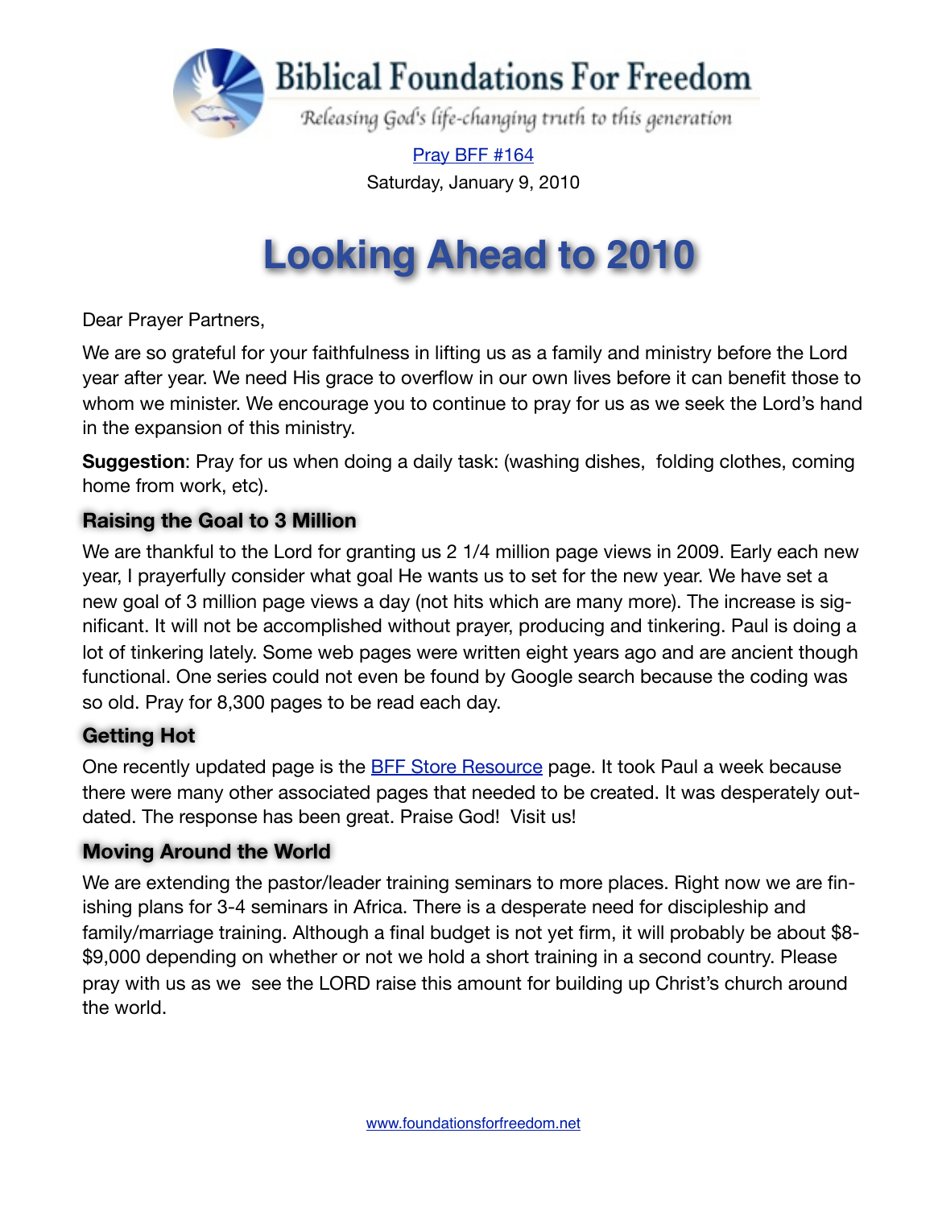# Biblical Foundations For Freedom

*Releasing God's life-changing truth to this generation*

[Pray BFF #164](Pray BFF #164)

Saturday, January 9, 2010

# Looking Ahead to 2010

Dear Prayer Partners,

We are so grateful for your faithfulness in lifting us as a family and ministry before the Lord year after year. We need His grace to overflow in our own lives before it can benefit those to whom we minister. We encourage you to continue to pray for us as we seek the Lord's hand in the expansion of this ministry.

**Suggestion**: Pray for us when doing a daily task: (washing dishes, folding clothes, coming home from work, etc).

## Raising the Goal to 3 Million

We are thankful to the Lord for granting us 2 1/4 million page views in 2009. Early each new year, I prayerfully consider what goal He wants us to set for the new year. We have set a new goal of 3 million page views a day (not hits which are many more). The increase is significant. It will not be accomplished without prayer, producing and tinkering. Paul is doing a lot of tinkering lately. Some web pages were written eight years ago and are ancient though functional. One series could not even be found by Google search because the coding was so old. Pray for 8,300 pages to be read each day.

## Getting Hot

One recently updated page is the BFF Store Resource page. It took Paul a week because there were many other associated pages that needed to be created. It was desperately outdated. The response has been great. Praise God! Visit us!

## Moving Around the World

We are extending the pastor/leader training seminars to more places. Right now we are finishing plans for 3-4 seminars in Africa. There is a desperate need for discipleship and family/marriage training. Although a final budget is not yet firm, it will probably be about $8-$9,000 depending on whether or not we hold a short training in a second country. Please pray with us as we see the LORD raise this amount for building up Christ's church around the world.

www.foundationsforfreedom.net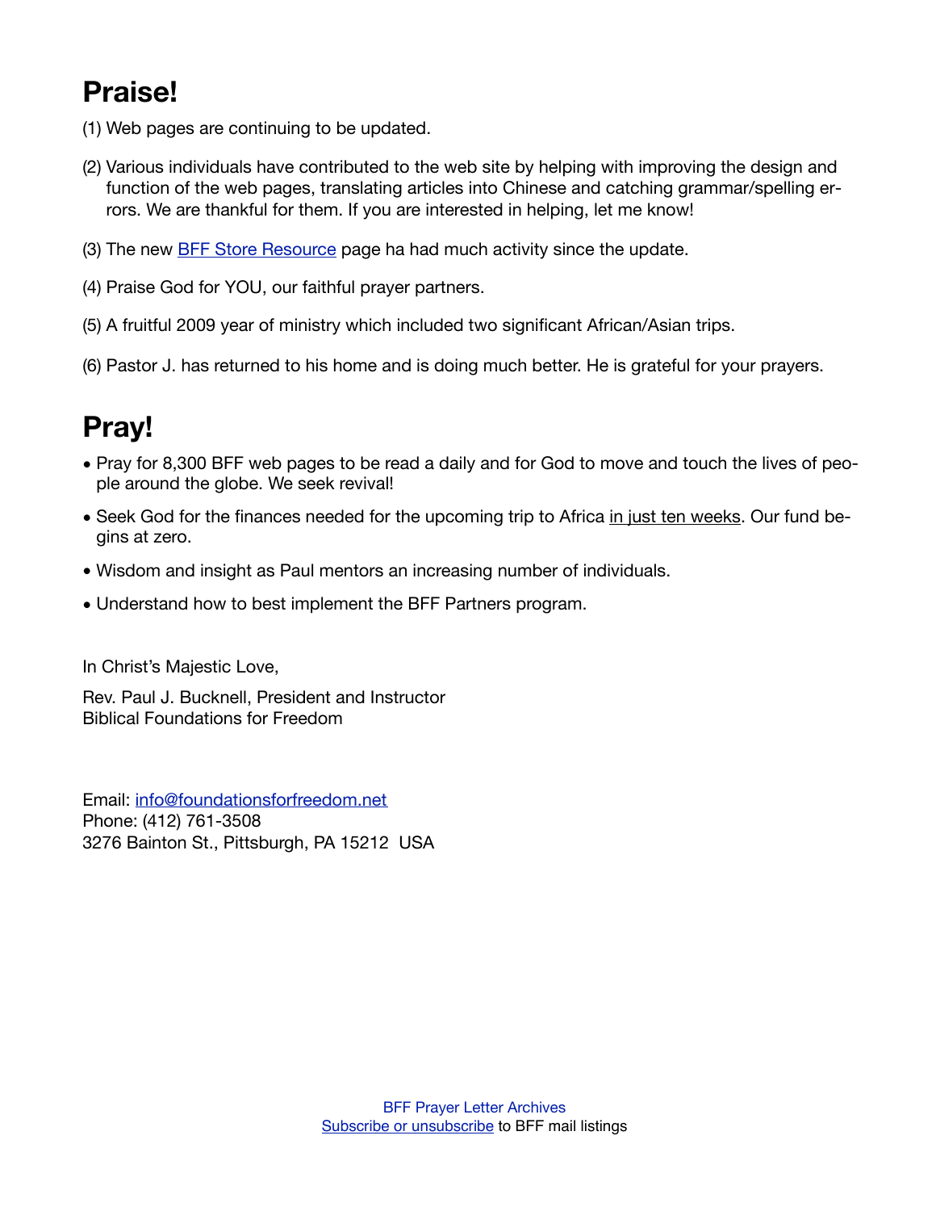# Praise!

(1) Web pages are continuing to be updated.

(2) Various individuals have contributed to the web site by helping with improving the design and function of the web pages, translating articles into Chinese and catching grammar/spelling errors. We are thankful for them. If you are interested in helping, let me know!

(3) The new [BFF Store Resource](#) page ha had much activity since the update.

(4) Praise God for YOU, our faithful prayer partners.

(5) A fruitful 2009 year of ministry which included two significant African/Asian trips.

(6) Pastor J. has returned to his home and is doing much better. He is grateful for your prayers.

# Pray!

- Pray for 8,300 BFF web pages to be read a daily and for God to move and touch the lives of people around the globe. We seek revival!
- Seek God for the finances needed for the upcoming trip to Africa <u>in just ten weeks</u>. Our fund begins at zero.
- Wisdom and insight as Paul mentors an increasing number of individuals.
- Understand how to best implement the BFF Partners program.

In Christ's Majestic Love,

Rev. Paul J. Bucknell, President and Instructor
Biblical Foundations for Freedom

Email: info@foundationsforfreedom.net
Phone: (412) 761-3508
3276 Bainton St., Pittsburgh, PA 15212 USA

BFF Prayer Letter Archives
Subscribe or unsubscribe to BFF mail listings